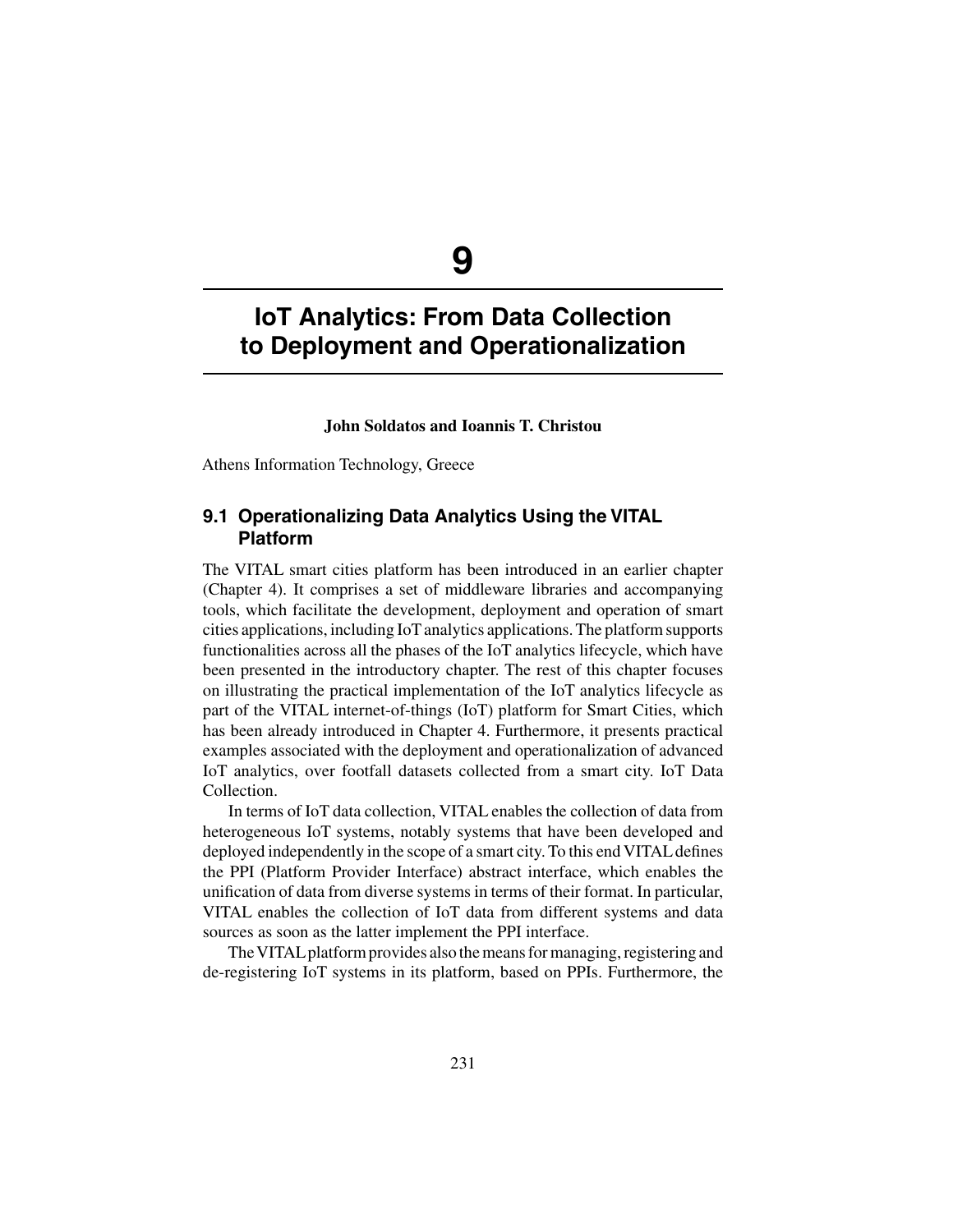# 9

# IoT Analytics: From Data Collection to Deployment and Operationalization

**John Soldatos and Ioannis T. Christou**

Athens Information Technology, Greece

## 9.1 Operationalizing Data Analytics Using the VITAL Platform

The VITAL smart cities platform has been introduced in an earlier chapter (Chapter 4). It comprises a set of middleware libraries and accompanying tools, which facilitate the development, deployment and operation of smart cities applications, including IoT analytics applications. The platform supports functionalities across all the phases of the IoT analytics lifecycle, which have been presented in the introductory chapter. The rest of this chapter focuses on illustrating the practical implementation of the IoT analytics lifecycle as part of the VITAL internet-of-things (IoT) platform for Smart Cities, which has been already introduced in Chapter 4. Furthermore, it presents practical examples associated with the deployment and operationalization of advanced IoT analytics, over footfall datasets collected from a smart city. IoT Data Collection.

In terms of IoT data collection, VITAL enables the collection of data from heterogeneous IoT systems, notably systems that have been developed and deployed independently in the scope of a smart city. To this end VITAL defines the PPI (Platform Provider Interface) abstract interface, which enables the unification of data from diverse systems in terms of their format. In particular, VITAL enables the collection of IoT data from different systems and data sources as soon as the latter implement the PPI interface.

The VITAL platform provides also the means for managing, registering and de-registering IoT systems in its platform, based on PPIs. Furthermore, the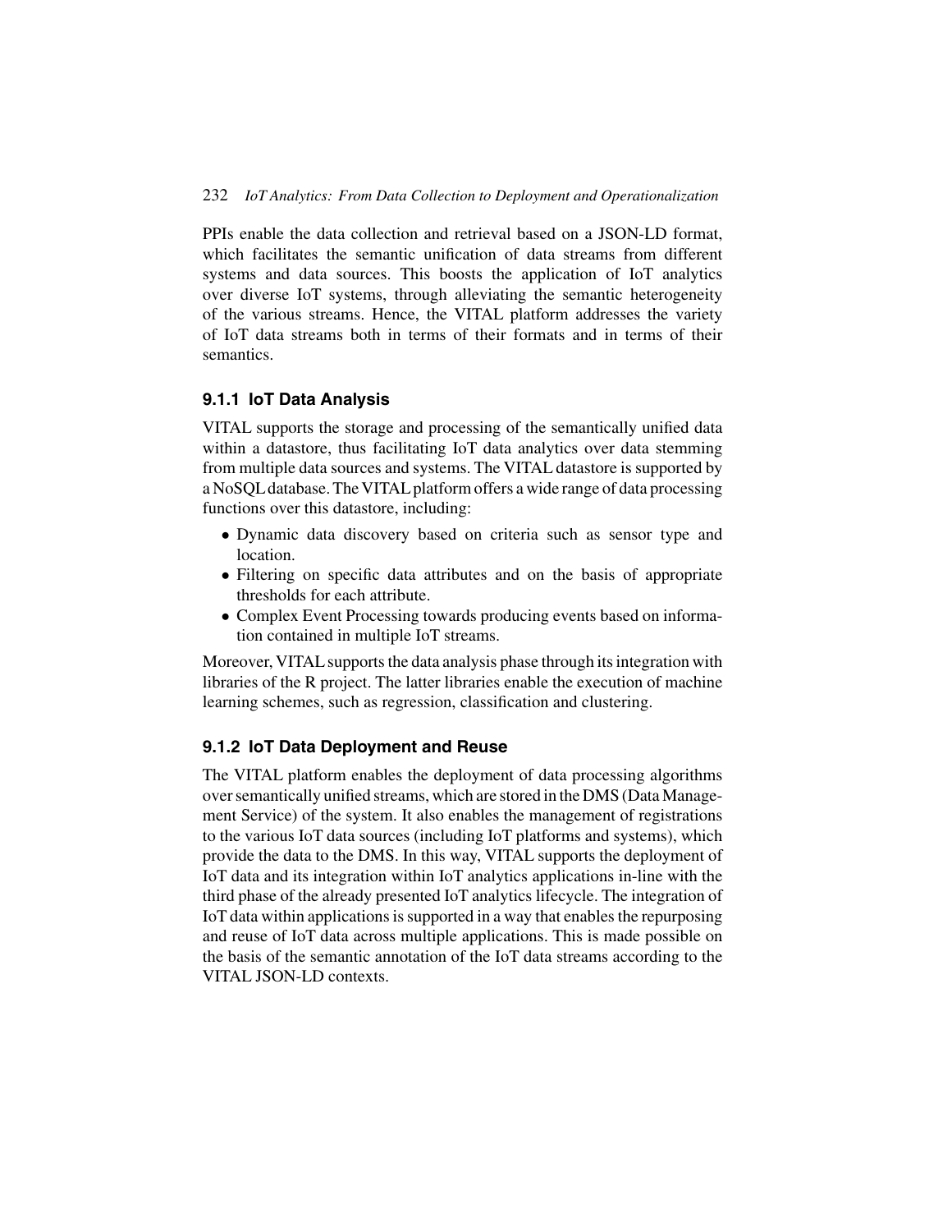PPIs enable the data collection and retrieval based on a JSON-LD format, which facilitates the semantic unification of data streams from different systems and data sources. This boosts the application of IoT analytics over diverse IoT systems, through alleviating the semantic heterogeneity of the various streams. Hence, the VITAL platform addresses the variety of IoT data streams both in terms of their formats and in terms of their semantics.

### 9.1.1 IoT Data Analysis

VITAL supports the storage and processing of the semantically unified data within a datastore, thus facilitating IoT data analytics over data stemming from multiple data sources and systems. The VITAL datastore is supported by a NoSQL database. The VITAL platform offers a wide range of data processing functions over this datastore, including:

- Dynamic data discovery based on criteria such as sensor type and location.
- Filtering on specific data attributes and on the basis of appropriate thresholds for each attribute.
- Complex Event Processing towards producing events based on information contained in multiple IoT streams.

Moreover, VITAL supports the data analysis phase through its integration with libraries of the R project. The latter libraries enable the execution of machine learning schemes, such as regression, classification and clustering.

### 9.1.2 IoT Data Deployment and Reuse

The VITAL platform enables the deployment of data processing algorithms over semantically unified streams, which are stored in the DMS (Data Management Service) of the system. It also enables the management of registrations to the various IoT data sources (including IoT platforms and systems), which provide the data to the DMS. In this way, VITAL supports the deployment of IoT data and its integration within IoT analytics applications in-line with the third phase of the already presented IoT analytics lifecycle. The integration of IoT data within applications is supported in a way that enables the repurposing and reuse of IoT data across multiple applications. This is made possible on the basis of the semantic annotation of the IoT data streams according to the VITAL JSON-LD contexts.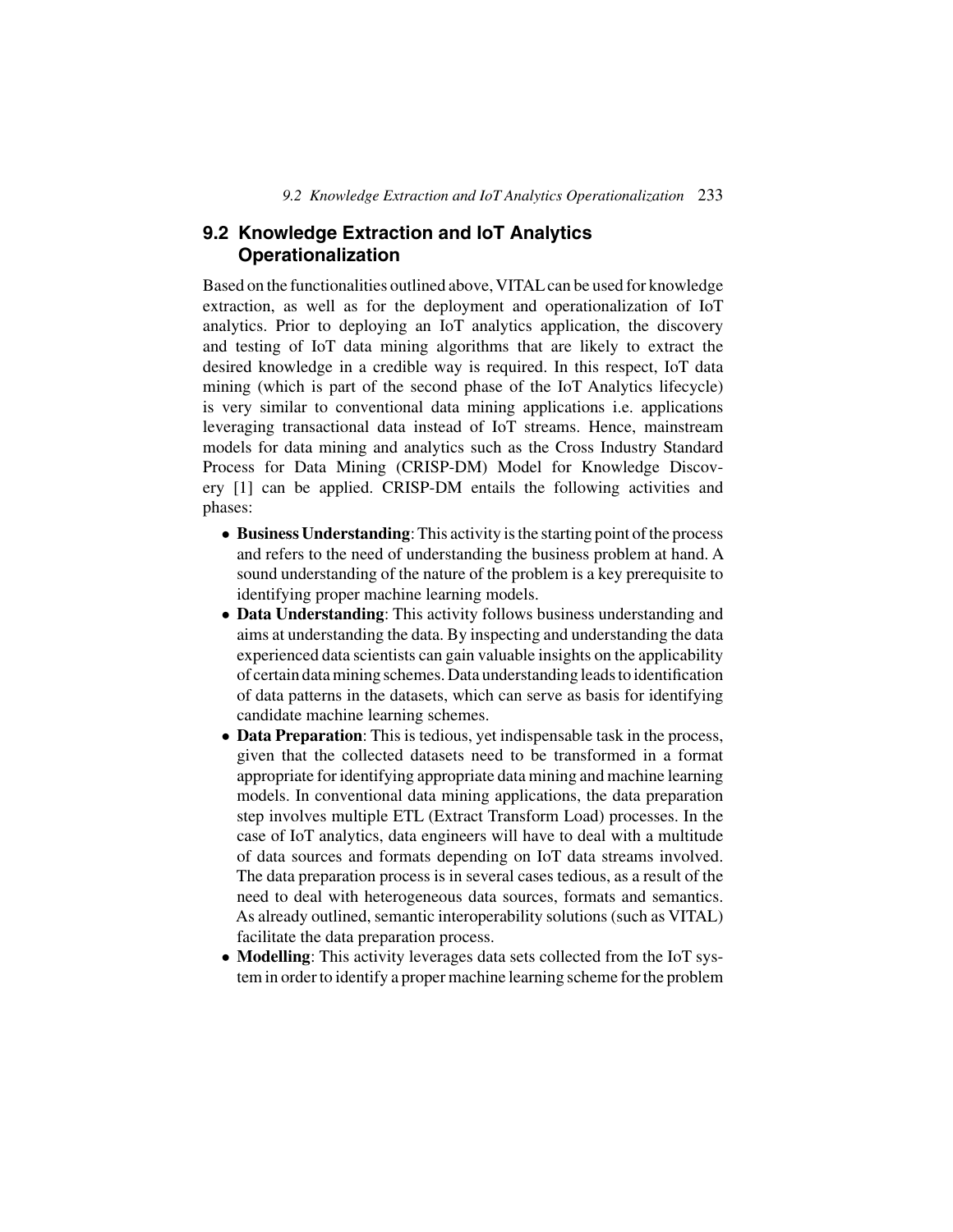## 9.2 Knowledge Extraction and IoT Analytics Operationalization

Based on the functionalities outlined above, VITAL can be used for knowledge extraction, as well as for the deployment and operationalization of IoT analytics. Prior to deploying an IoT analytics application, the discovery and testing of IoT data mining algorithms that are likely to extract the desired knowledge in a credible way is required. In this respect, IoT data mining (which is part of the second phase of the IoT Analytics lifecycle) is very similar to conventional data mining applications i.e. applications leveraging transactional data instead of IoT streams. Hence, mainstream models for data mining and analytics such as the Cross Industry Standard Process for Data Mining (CRISP-DM) Model for Knowledge Discovery [1] can be applied. CRISP-DM entails the following activities and phases:

- **Business Understanding**: This activity is the starting point of the process and refers to the need of understanding the business problem at hand. A sound understanding of the nature of the problem is a key prerequisite to identifying proper machine learning models.
- **Data Understanding**: This activity follows business understanding and aims at understanding the data. By inspecting and understanding the data experienced data scientists can gain valuable insights on the applicability of certain data mining schemes. Data understanding leads to identification of data patterns in the datasets, which can serve as basis for identifying candidate machine learning schemes.
- **Data Preparation**: This is tedious, yet indispensable task in the process, given that the collected datasets need to be transformed in a format appropriate for identifying appropriate data mining and machine learning models. In conventional data mining applications, the data preparation step involves multiple ETL (Extract Transform Load) processes. In the case of IoT analytics, data engineers will have to deal with a multitude of data sources and formats depending on IoT data streams involved. The data preparation process is in several cases tedious, as a result of the need to deal with heterogeneous data sources, formats and semantics. As already outlined, semantic interoperability solutions (such as VITAL) facilitate the data preparation process.
- **Modelling**: This activity leverages data sets collected from the IoT system in order to identify a proper machine learning scheme for the problem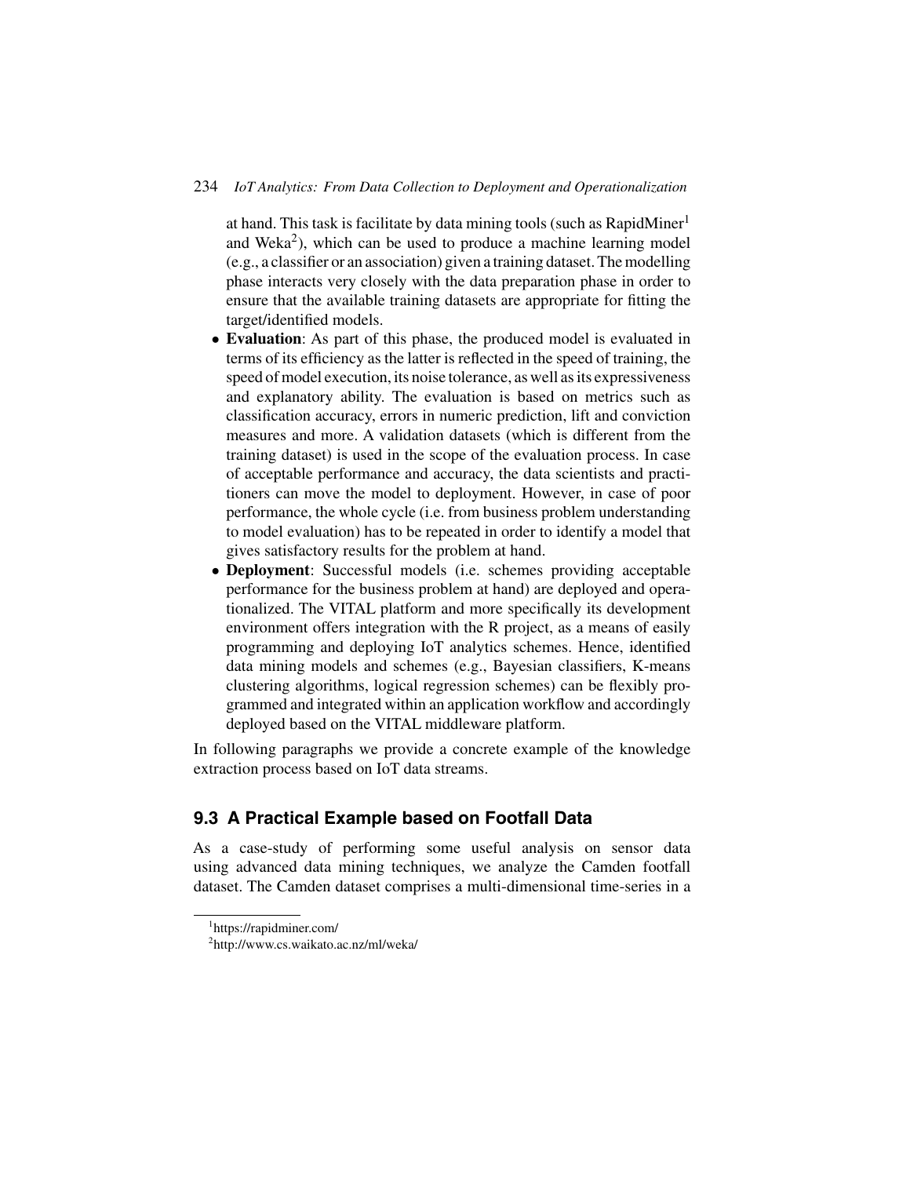at hand. This task is facilitate by data mining tools (such as RapidMiner[1] and Weka[2]), which can be used to produce a machine learning model (e.g., a classifier or an association) given a training dataset. The modelling phase interacts very closely with the data preparation phase in order to ensure that the available training datasets are appropriate for fitting the target/identified models.

- **Evaluation**: As part of this phase, the produced model is evaluated in terms of its efficiency as the latter is reflected in the speed of training, the speed of model execution, its noise tolerance, as well as its expressiveness and explanatory ability. The evaluation is based on metrics such as classification accuracy, errors in numeric prediction, lift and conviction measures and more. A validation datasets (which is different from the training dataset) is used in the scope of the evaluation process. In case of acceptable performance and accuracy, the data scientists and practitioners can move the model to deployment. However, in case of poor performance, the whole cycle (i.e. from business problem understanding to model evaluation) has to be repeated in order to identify a model that gives satisfactory results for the problem at hand.
- **Deployment**: Successful models (i.e. schemes providing acceptable performance for the business problem at hand) are deployed and operationalized. The VITAL platform and more specifically its development environment offers integration with the R project, as a means of easily programming and deploying IoT analytics schemes. Hence, identified data mining models and schemes (e.g., Bayesian classifiers, K-means clustering algorithms, logical regression schemes) can be flexibly programmed and integrated within an application workflow and accordingly deployed based on the VITAL middleware platform.

In following paragraphs we provide a concrete example of the knowledge extraction process based on IoT data streams.

## 9.3 A Practical Example based on Footfall Data

As a case-study of performing some useful analysis on sensor data using advanced data mining techniques, we analyze the Camden footfall dataset. The Camden dataset comprises a multi-dimensional time-series in a

[1] https://rapidminer.com/

[2] http://www.cs.waikato.ac.nz/ml/weka/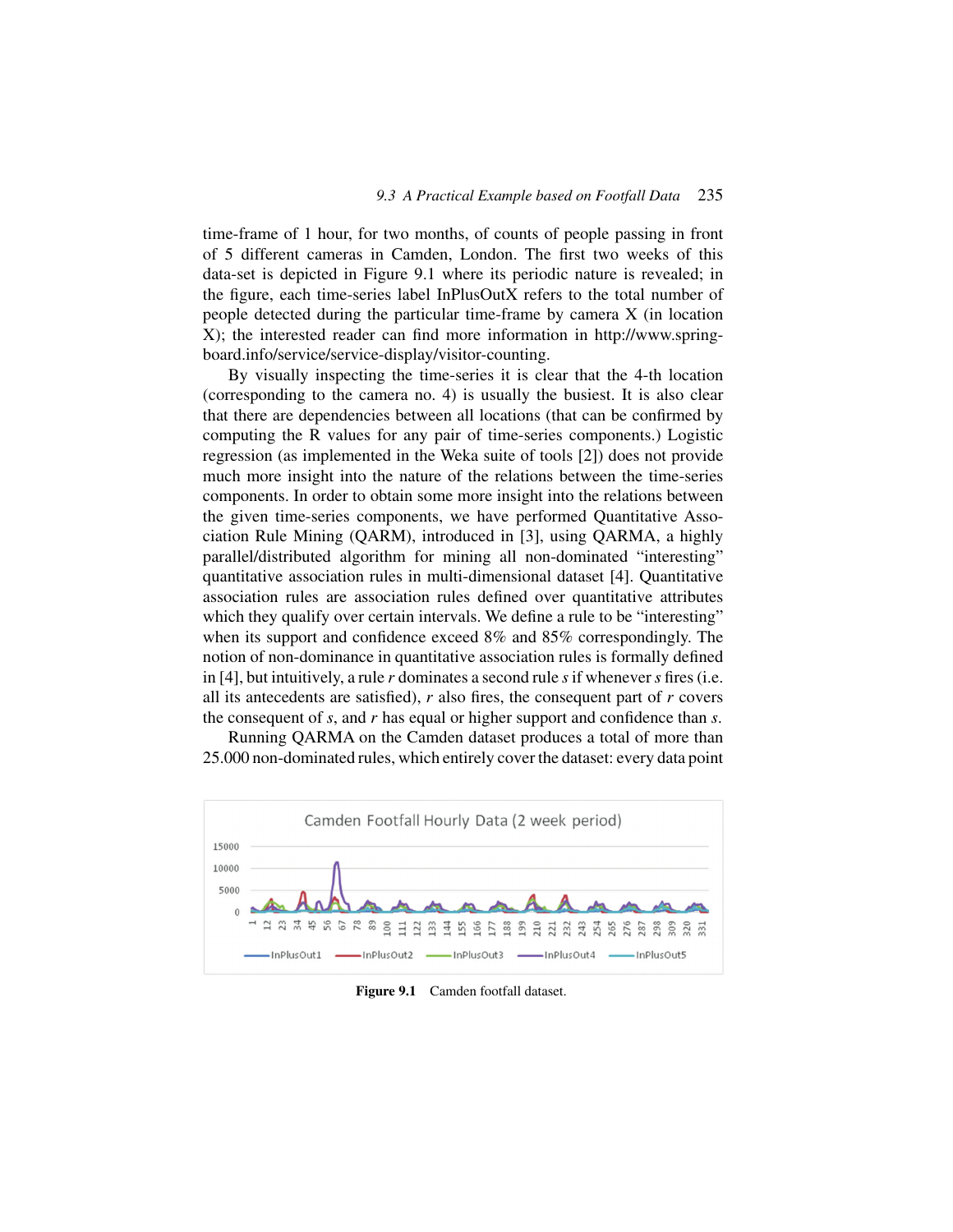time-frame of 1 hour, for two months, of counts of people passing in front of 5 different cameras in Camden, London. The first two weeks of this data-set is depicted in Figure 9.1 where its periodic nature is revealed; in the figure, each time-series label InPlusOutX refers to the total number of people detected during the particular time-frame by camera X (in location X); the interested reader can find more information in http://www.spring-board.info/service/service-display/visitor-counting.

By visually inspecting the time-series it is clear that the 4-th location (corresponding to the camera no. 4) is usually the busiest. It is also clear that there are dependencies between all locations (that can be confirmed by computing the R values for any pair of time-series components.) Logistic regression (as implemented in the Weka suite of tools [2]) does not provide much more insight into the nature of the relations between the time-series components. In order to obtain some more insight into the relations between the given time-series components, we have performed Quantitative Association Rule Mining (QARM), introduced in [3], using QARMA, a highly parallel/distributed algorithm for mining all non-dominated "interesting" quantitative association rules in multi-dimensional dataset [4]. Quantitative association rules are association rules defined over quantitative attributes which they qualify over certain intervals. We define a rule to be "interesting" when its support and confidence exceed 8% and 85% correspondingly. The notion of non-dominance in quantitative association rules is formally defined in [4], but intuitively, a rule *r* dominates a second rule *s* if whenever *s* fires (i.e. all its antecedents are satisfied), *r* also fires, the consequent part of *r* covers the consequent of *s*, and *r* has equal or higher support and confidence than *s*.

Running QARMA on the Camden dataset produces a total of more than 25.000 non-dominated rules, which entirely cover the dataset: every data point

**Figure 9.1** Camden footfall dataset.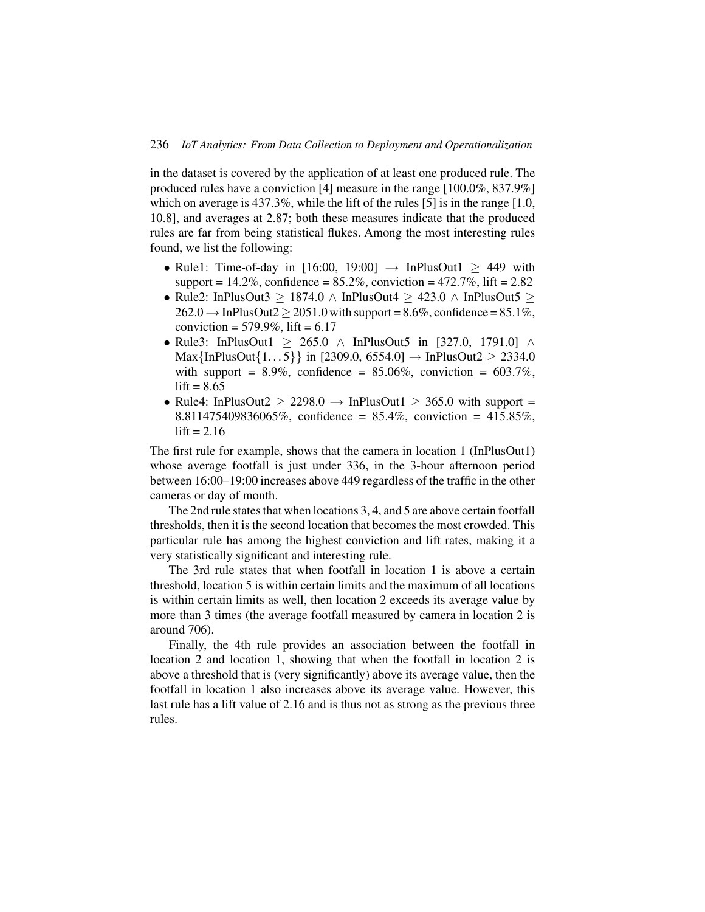in the dataset is covered by the application of at least one produced rule. The produced rules have a conviction [4] measure in the range [100.0%, 837.9%] which on average is 437.3%, while the lift of the rules [5] is in the range [1.0, 10.8], and averages at 2.87; both these measures indicate that the produced rules are far from being statistical flukes. Among the most interesting rules found, we list the following:

- Rule1: Time-of-day in [16:00, 19:00] $\longrightarrow$ InPlusOut1 $\geq$ 449 with support = 14.2%, confidence = 85.2%, conviction = 472.7%, lift = 2.82
- Rule2: InPlusOut3 $\geq$ 1874.0 $\wedge$ InPlusOut4 $\geq$ 423.0 $\wedge$ InPlusOut5 $\geq$ 262.0 $\longrightarrow$ InPlusOut2 $\geq$ 2051.0 with support = 8.6%, confidence = 85.1%, conviction = 579.9%, lift = 6.17
- Rule3: InPlusOut1 $\geq$ 265.0 $\wedge$ InPlusOut5 in [327.0, 1791.0] $\wedge$ Max{InPlusOut{1...5}} in [2309.0, 6554.0] $\rightarrow$ InPlusOut2 $\geq$ 2334.0 with support = 8.9%, confidence = 85.06%, conviction = 603.7%, lift = 8.65
- Rule4: InPlusOut2 $\geq$ 2298.0 $\longrightarrow$ InPlusOut1 $\geq$ 365.0 with support = 8.811475409836065%, confidence = 85.4%, conviction = 415.85%, lift = 2.16

The first rule for example, shows that the camera in location 1 (InPlusOut1) whose average footfall is just under 336, in the 3-hour afternoon period between 16:00–19:00 increases above 449 regardless of the traffic in the other cameras or day of month.

The 2nd rule states that when locations 3, 4, and 5 are above certain footfall thresholds, then it is the second location that becomes the most crowded. This particular rule has among the highest conviction and lift rates, making it a very statistically significant and interesting rule.

The 3rd rule states that when footfall in location 1 is above a certain threshold, location 5 is within certain limits and the maximum of all locations is within certain limits as well, then location 2 exceeds its average value by more than 3 times (the average footfall measured by camera in location 2 is around 706).

Finally, the 4th rule provides an association between the footfall in location 2 and location 1, showing that when the footfall in location 2 is above a threshold that is (very significantly) above its average value, then the footfall in location 1 also increases above its average value. However, this last rule has a lift value of 2.16 and is thus not as strong as the previous three rules.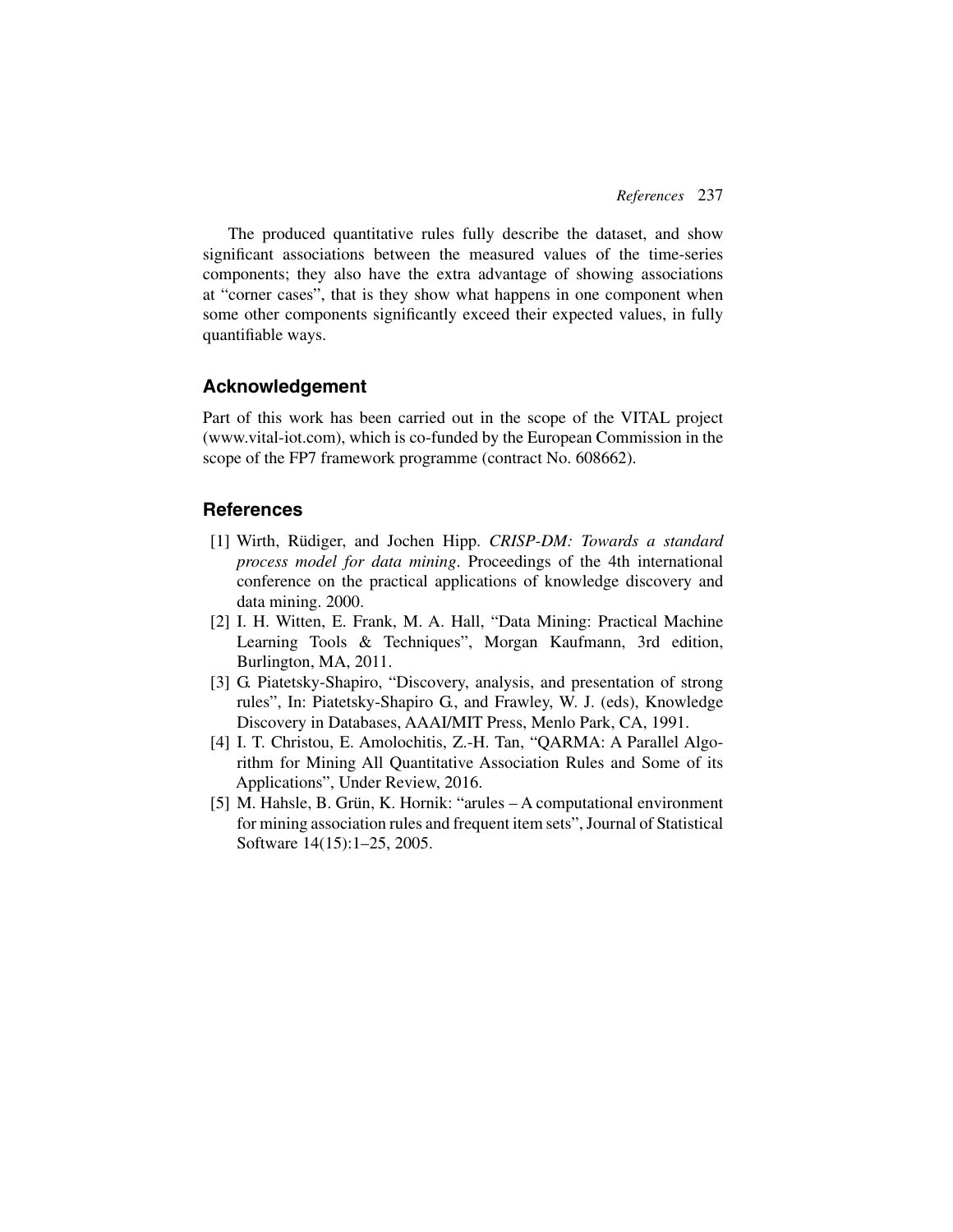The produced quantitative rules fully describe the dataset, and show significant associations between the measured values of the time-series components; they also have the extra advantage of showing associations at "corner cases", that is they show what happens in one component when some other components significantly exceed their expected values, in fully quantifiable ways.

## Acknowledgement

Part of this work has been carried out in the scope of the VITAL project (www.vital-iot.com), which is co-funded by the European Commission in the scope of the FP7 framework programme (contract No. 608662).

## References

[1] Wirth, Rüdiger, and Jochen Hipp. *CRISP-DM: Towards a standard process model for data mining*. Proceedings of the 4th international conference on the practical applications of knowledge discovery and data mining. 2000.

[2] I. H. Witten, E. Frank, M. A. Hall, "Data Mining: Practical Machine Learning Tools & Techniques", Morgan Kaufmann, 3rd edition, Burlington, MA, 2011.

[3] G. Piatetsky-Shapiro, "Discovery, analysis, and presentation of strong rules", In: Piatetsky-Shapiro G., and Frawley, W. J. (eds), Knowledge Discovery in Databases, AAAI/MIT Press, Menlo Park, CA, 1991.

[4] I. T. Christou, E. Amolochitis, Z.-H. Tan, "QARMA: A Parallel Algorithm for Mining All Quantitative Association Rules and Some of its Applications", Under Review, 2016.

[5] M. Hahsle, B. Grün, K. Hornik: "arules – A computational environment for mining association rules and frequent item sets", Journal of Statistical Software 14(15):1–25, 2005.